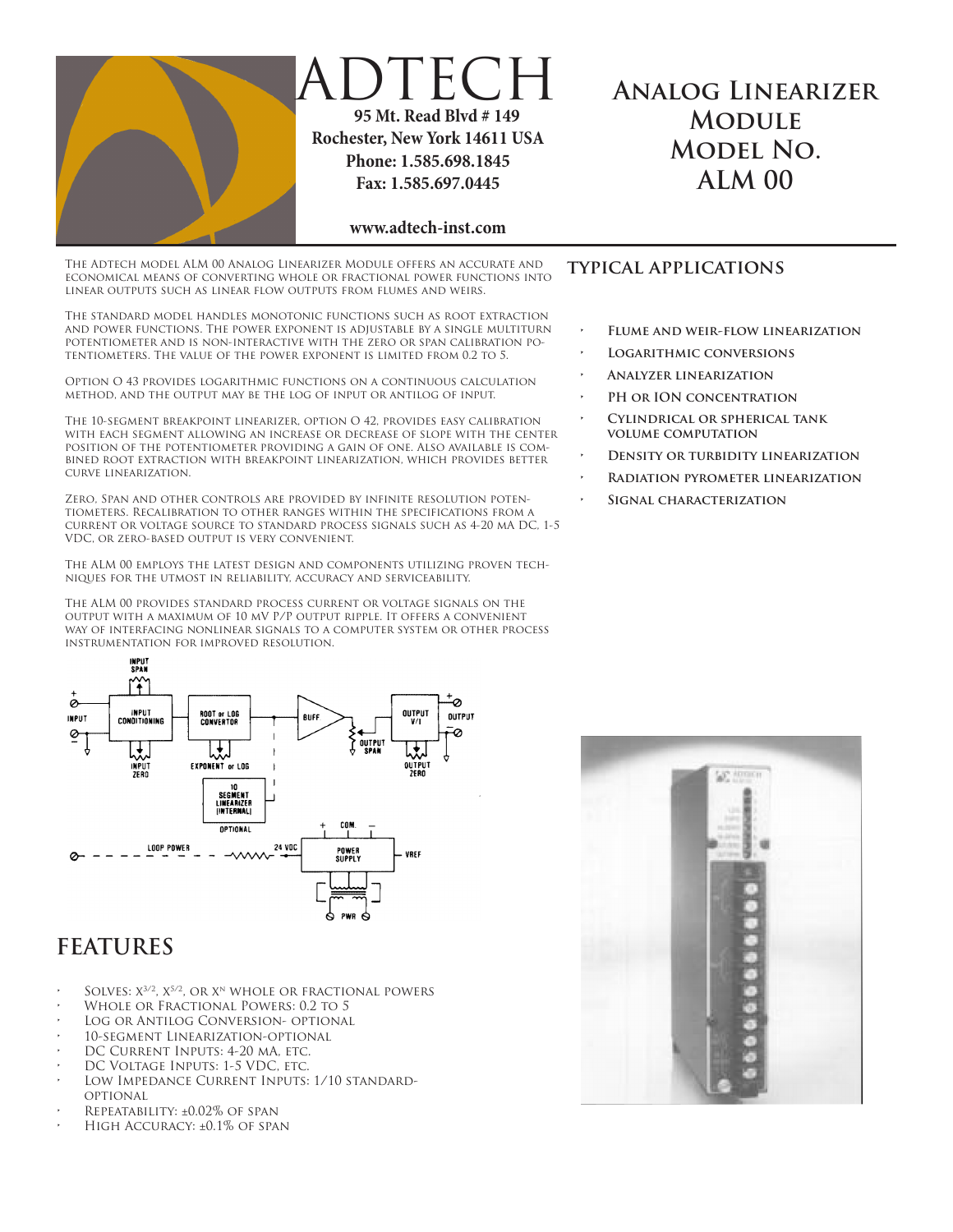# ADTECH

**95 Mt. Read Blvd # 149**
**Rochester, New York 14611 USA**
**Phone: 1.585.698.1845**
**Fax: 1.585.697.0445**

**www.adtech-inst.com**

# Analog Linearizer Module Model No. ALM 00

The Adtech model ALM 00 Analog Linearizer Module offers an accurate and economical means of converting whole or fractional power functions into linear outputs such as linear flow outputs from flumes and weirs.

The standard model handles monotonic functions such as root extraction and power functions. The power exponent is adjustable by a single multiturn potentiometer and is non-interactive with the zero or span calibration potentiometers. The value of the power exponent is limited from 0.2 to 5.

Option O 43 provides logarithmic functions on a continuous calculation method, and the output may be the log of input or antilog of input.

The 10-segment breakpoint linearizer, option O 42, provides easy calibration with each segment allowing an increase or decrease of slope with the center position of the potentiometer providing a gain of one. Also available is combined root extraction with breakpoint linearization, which provides better curve linearization.

Zero, Span and other controls are provided by infinite resolution potentiometers. Recalibration to other ranges within the specifications from a current or voltage source to standard process signals such as 4-20 mA DC, 1-5 VDC, or zero-based output is very convenient.

The ALM 00 employs the latest design and components utilizing proven techniques for the utmost in reliability, accuracy and serviceability.

The ALM 00 provides standard process current or voltage signals on the output with a maximum of 10 mV P/P output ripple. It offers a convenient way of interfacing nonlinear signals to a computer system or other process instrumentation for improved resolution.

## FEATURES

- Solves: $X^{3/2}$, $X^{5/2}$, or $X^{N}$ whole or fractional powers
- Whole or Fractional Powers: 0.2 to 5
- Log or Antilog Conversion- optional
- 10-segment Linearization-optional
- DC Current Inputs: 4-20 mA, etc.
- DC Voltage Inputs: 1-5 VDC, etc.
- Low Impedance Current Inputs: 1/10 standard-optional
- Repeatability: ±0.02% of span
- High Accuracy: ±0.1% of span

## TYPICAL APPLICATIONS

- **Flume and weir-flow linearization**
- **Logarithmic conversions**
- **Analyzer linearization**
- **PH or ION concentration**
- **Cylindrical or spherical tank volume computation**
- **Density or turbidity linearization**
- **Radiation pyrometer linearization**
- **Signal characterization**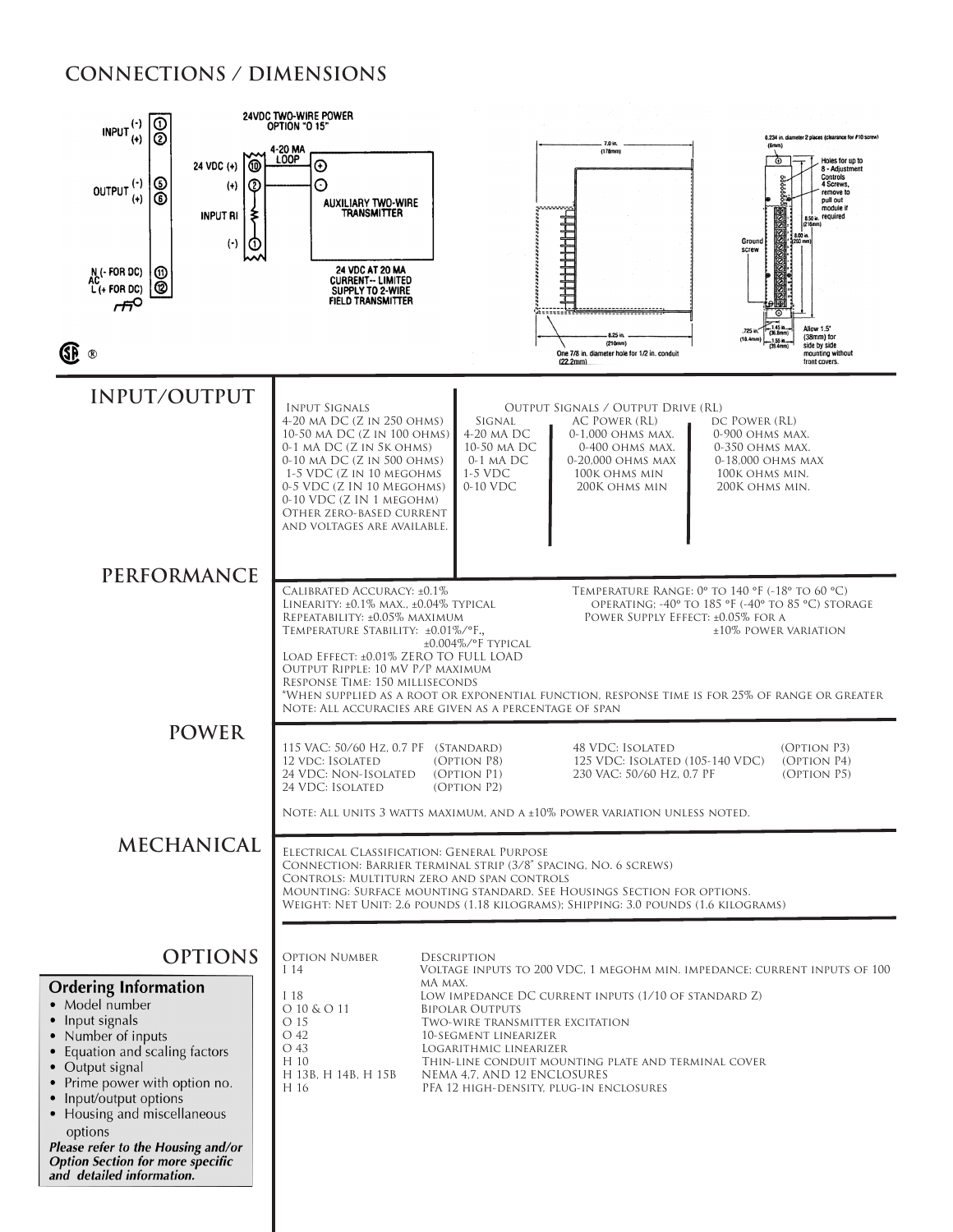## CONNECTIONS / DIMENSIONS

INPUT (-) 1
(+) 2

OUTPUT (-) 5
(+) 6

AC N (- FOR DC) 11
L (+ FOR DC) 12

24VDC TWO-WIRE POWER
OPTION "O 15"

24 VDC (+) 10
(+) 2
INPUT RI
(-) 1

4-20 MA LOOP

AUXILIARY TWO-WIRE TRANSMITTER

24 VDC AT 20 MA CURRENT-- LIMITED SUPPLY TO 2-WIRE FIELD TRANSMITTER

7.0 in. (178mm)

8.25 in. (210mm)

One 7/8 in. diameter hole for 1/2 in. conduit (22.2mm)

0.234 in. diameter 2 places (clearance for #10 screw) (6mm)

Holes for up to 8 - Adjustment Controls

4 Screws, remove to pull out module if required

8.50 in. (216mm)

8.00 in. (203 mm)

Ground screw

.725 in. (18.4mm)

1.45 in. (36.8mm)

1.55 in. (39.4mm)

Allow 1.5" (38mm) for side by side mounting without front covers.

## INPUT/OUTPUT

| Input Signals | Output Signals / Output Drive (RL) Signal | AC Power (RL) | DC Power (RL) |
|---|---|---|---|
| 4-20 mA DC (Z in 250 ohms) | 4-20 mA DC | 0-1,000 ohms max. | 0-900 ohms max. |
| 10-50 mA DC (Z in 100 ohms) | 10-50 mA DC | 0-400 ohms max. | 0-350 ohms max. |
| 0-1 mA DC (Z in 5K ohms) | 0-1 mA DC | 0-20,000 ohms max | 0-18,000 ohms max |
| 0-10 mA DC (Z in 500 ohms) | 1-5 VDC | 100K ohms min | 100K ohms min. |
| 1-5 VDC (Z in 10 megohms) | 0-10 VDC | 200K ohms min | 200K ohms min. |
| 0-5 VDC (Z in 10 Megohms) | | | |
| 0-10 VDC (Z in 1 megohm) | | | |
| Other zero-based current and voltages are available. | | | |

## PERFORMANCE

Calibrated Accuracy: ±0.1%
Linearity: ±0.1% max., ±0.04% typical
Repeatability: ±0.05% maximum
Temperature Stability: ±0.01%/°F., ±0.004%/°F typical
Load Effect: ±0.01% zero to full load
Output Ripple: 10 mV P/P maximum
Response Time: 150 milliseconds
*When supplied as a root or exponential function, response time is for 25% of range or greater
Note: All accuracies are given as a percentage of span

Temperature Range: 0° to 140 °F (-18° to 60 °C) operating; -40° to 185 °F (-40° to 85 °C) storage
Power Supply Effect: ±0.05% for a ±10% power variation

## POWER

115 VAC: 50/60 Hz, 0.7 PF (Standard)
12 vdc: Isolated (Option P8)
24 VDC: Non-Isolated (Option P1)
24 VDC: Isolated (Option P2)
48 VDC: Isolated (Option P3)
125 VDC: Isolated (105-140 VDC) (Option P4)
230 VAC: 50/60 Hz, 0.7 PF (Option P5)

Note: All units 3 watts maximum, and a ±10% power variation unless noted.

## MECHANICAL

Electrical Classification: General Purpose
Connection: Barrier terminal strip (3/8" spacing, No. 6 screws)
Controls: Multiturn zero and span controls
Mounting: Surface mounting standard. See Housings Section for options.
Weight: Net Unit: 2.6 pounds (1.18 kilograms); Shipping: 3.0 pounds (1.6 kilograms)

## OPTIONS

| Option Number | Description |
|---|---|
| I 14 | Voltage inputs to 200 VDC, 1 megohm min. impedance; current inputs of 100 mA max. |
| I 18 | Low impedance DC current inputs (1/10 of standard Z) |
| O 10 & O 11 | Bipolar Outputs |
| O 15 | Two-wire transmitter excitation |
| O 42 | 10-segment linearizer |
| O 43 | Logarithmic linearizer |
| H 10 | Thin-line conduit mounting plate and terminal cover |
| H 13B, H 14B, H 15B | NEMA 4,7, and 12 enclosures |
| H 16 | PFA 12 high-density, plug-in enclosures |

### Ordering Information

- Model number
- Input signals
- Number of inputs
- Equation and scaling factors
- Output signal
- Prime power with option no.
- Input/output options
- Housing and miscellaneous options

***Please refer to the Housing and/or Option Section for more specific and detailed information.***